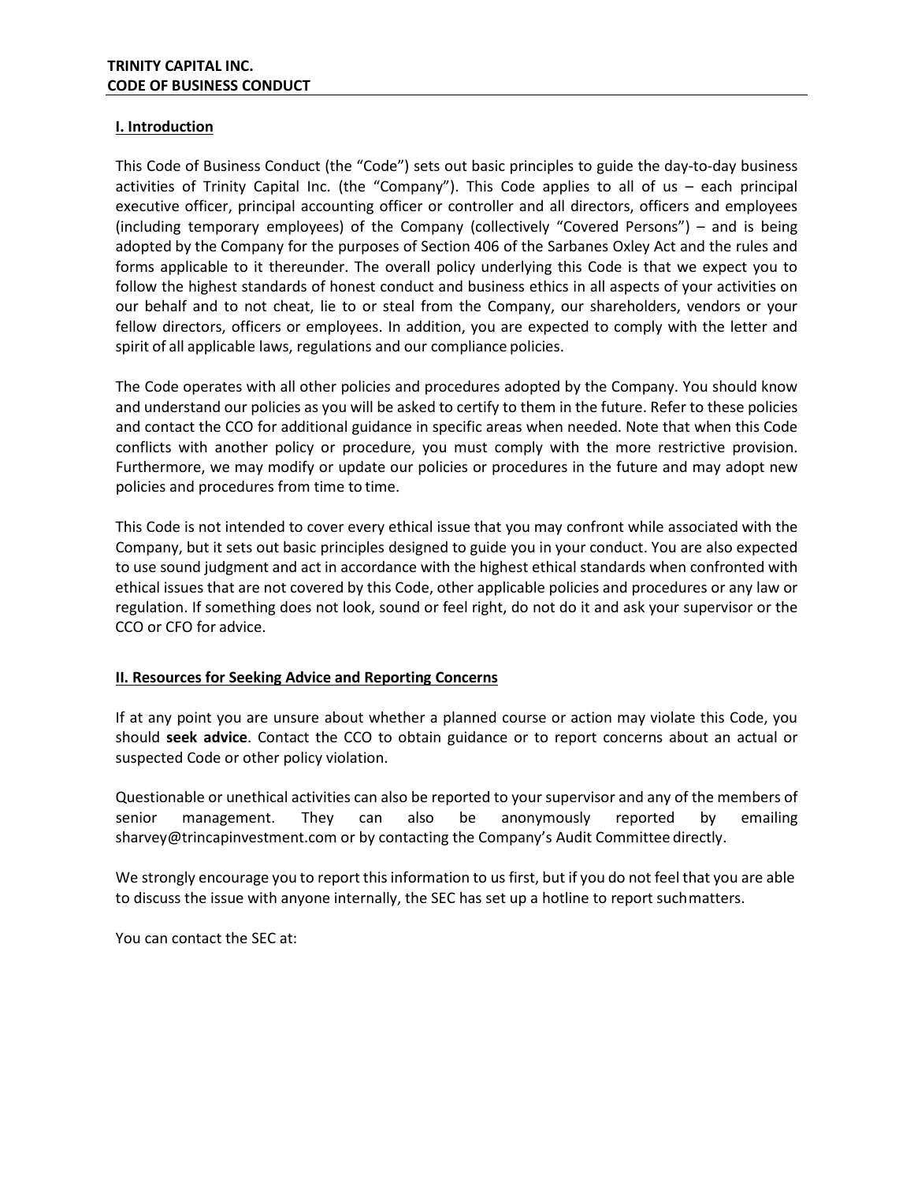**TRINITY CAPITAL INC.**
**CODE OF BUSINESS CONDUCT**

## I. Introduction

This Code of Business Conduct (the "Code") sets out basic principles to guide the day-to-day business activities of Trinity Capital Inc. (the "Company"). This Code applies to all of us – each principal executive officer, principal accounting officer or controller and all directors, officers and employees (including temporary employees) of the Company (collectively "Covered Persons") – and is being adopted by the Company for the purposes of Section 406 of the Sarbanes Oxley Act and the rules and forms applicable to it thereunder. The overall policy underlying this Code is that we expect you to follow the highest standards of honest conduct and business ethics in all aspects of your activities on our behalf and to not cheat, lie to or steal from the Company, our shareholders, vendors or your fellow directors, officers or employees. In addition, you are expected to comply with the letter and spirit of all applicable laws, regulations and our compliance policies.

The Code operates with all other policies and procedures adopted by the Company. You should know and understand our policies as you will be asked to certify to them in the future. Refer to these policies and contact the CCO for additional guidance in specific areas when needed. Note that when this Code conflicts with another policy or procedure, you must comply with the more restrictive provision. Furthermore, we may modify or update our policies or procedures in the future and may adopt new policies and procedures from time to time.

This Code is not intended to cover every ethical issue that you may confront while associated with the Company, but it sets out basic principles designed to guide you in your conduct. You are also expected to use sound judgment and act in accordance with the highest ethical standards when confronted with ethical issues that are not covered by this Code, other applicable policies and procedures or any law or regulation. If something does not look, sound or feel right, do not do it and ask your supervisor or the CCO or CFO for advice.

## II. Resources for Seeking Advice and Reporting Concerns

If at any point you are unsure about whether a planned course or action may violate this Code, you should **seek advice**. Contact the CCO to obtain guidance or to report concerns about an actual or suspected Code or other policy violation.

Questionable or unethical activities can also be reported to your supervisor and any of the members of senior management. They can also be anonymously reported by emailing sharvey@trincapinvestment.com or by contacting the Company's Audit Committee directly.

We strongly encourage you to report this information to us first, but if you do not feel that you are able to discuss the issue with anyone internally, the SEC has set up a hotline to report such matters.

You can contact the SEC at: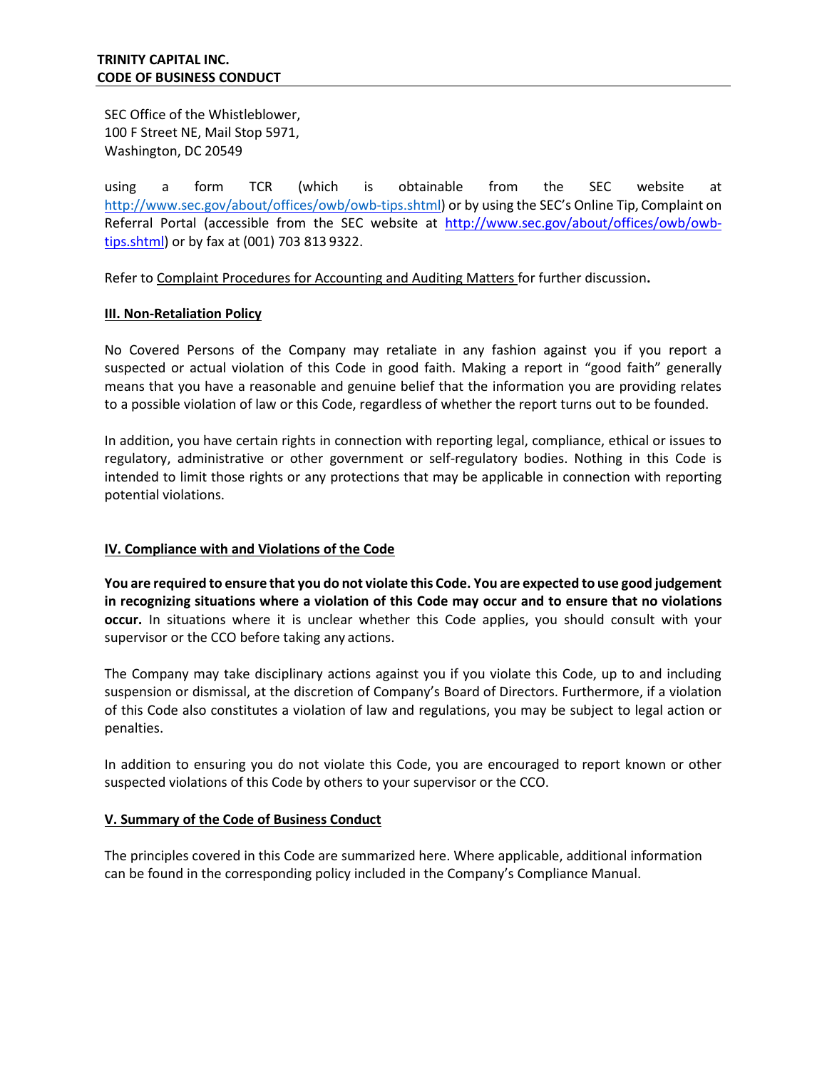SEC Office of the Whistleblower,
100 F Street NE, Mail Stop 5971,
Washington, DC 20549

using a form TCR (which is obtainable from the SEC website at http://www.sec.gov/about/offices/owb/owb-tips.shtml) or by using the SEC's Online Tip, Complaint on Referral Portal (accessible from the SEC website at http://www.sec.gov/about/offices/owb/owb-tips.shtml) or by fax at (001) 703 813 9322.

Refer to Complaint Procedures for Accounting and Auditing Matters for further discussion**.**

## III. Non-Retaliation Policy

No Covered Persons of the Company may retaliate in any fashion against you if you report a suspected or actual violation of this Code in good faith. Making a report in "good faith" generally means that you have a reasonable and genuine belief that the information you are providing relates to a possible violation of law or this Code, regardless of whether the report turns out to be founded.

In addition, you have certain rights in connection with reporting legal, compliance, ethical or issues to regulatory, administrative or other government or self-regulatory bodies. Nothing in this Code is intended to limit those rights or any protections that may be applicable in connection with reporting potential violations.

## IV. Compliance with and Violations of the Code

**You are required to ensure that you do not violate this Code. You are expected to use good judgement in recognizing situations where a violation of this Code may occur and to ensure that no violations occur.** In situations where it is unclear whether this Code applies, you should consult with your supervisor or the CCO before taking any actions.

The Company may take disciplinary actions against you if you violate this Code, up to and including suspension or dismissal, at the discretion of Company's Board of Directors. Furthermore, if a violation of this Code also constitutes a violation of law and regulations, you may be subject to legal action or penalties.

In addition to ensuring you do not violate this Code, you are encouraged to report known or other suspected violations of this Code by others to your supervisor or the CCO.

## V. Summary of the Code of Business Conduct

The principles covered in this Code are summarized here. Where applicable, additional information can be found in the corresponding policy included in the Company's Compliance Manual.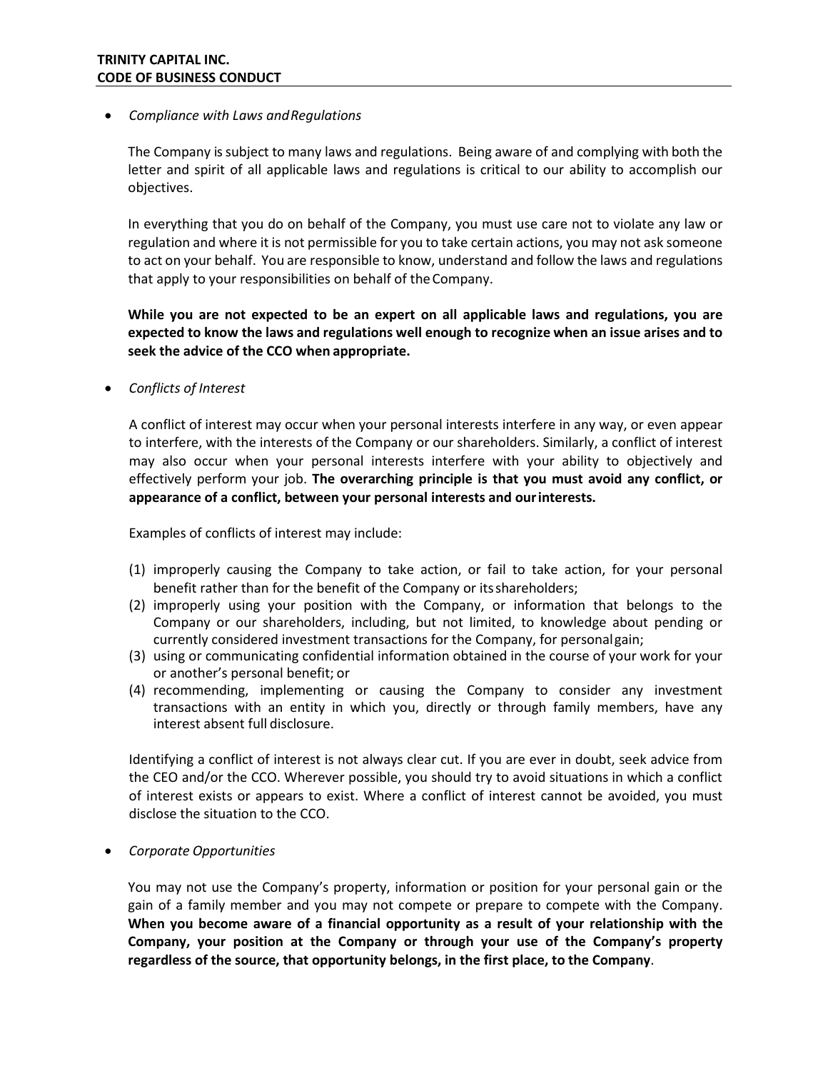- *Compliance with Laws and Regulations*

  The Company is subject to many laws and regulations. Being aware of and complying with both the letter and spirit of all applicable laws and regulations is critical to our ability to accomplish our objectives.

  In everything that you do on behalf of the Company, you must use care not to violate any law or regulation and where it is not permissible for you to take certain actions, you may not ask someone to act on your behalf. You are responsible to know, understand and follow the laws and regulations that apply to your responsibilities on behalf of the Company.

  **While you are not expected to be an expert on all applicable laws and regulations, you are expected to know the laws and regulations well enough to recognize when an issue arises and to seek the advice of the CCO when appropriate.**

- *Conflicts of Interest*

  A conflict of interest may occur when your personal interests interfere in any way, or even appear to interfere, with the interests of the Company or our shareholders. Similarly, a conflict of interest may also occur when your personal interests interfere with your ability to objectively and effectively perform your job. **The overarching principle is that you must avoid any conflict, or appearance of a conflict, between your personal interests and our interests.**

  Examples of conflicts of interest may include:

  (1) improperly causing the Company to take action, or fail to take action, for your personal benefit rather than for the benefit of the Company or its shareholders;
  (2) improperly using your position with the Company, or information that belongs to the Company or our shareholders, including, but not limited to, knowledge about pending or currently considered investment transactions for the Company, for personal gain;
  (3) using or communicating confidential information obtained in the course of your work for your or another's personal benefit; or
  (4) recommending, implementing or causing the Company to consider any investment transactions with an entity in which you, directly or through family members, have any interest absent full disclosure.

  Identifying a conflict of interest is not always clear cut. If you are ever in doubt, seek advice from the CEO and/or the CCO. Wherever possible, you should try to avoid situations in which a conflict of interest exists or appears to exist. Where a conflict of interest cannot be avoided, you must disclose the situation to the CCO.

- *Corporate Opportunities*

  You may not use the Company's property, information or position for your personal gain or the gain of a family member and you may not compete or prepare to compete with the Company. **When you become aware of a financial opportunity as a result of your relationship with the Company, your position at the Company or through your use of the Company's property regardless of the source, that opportunity belongs, in the first place, to the Company**.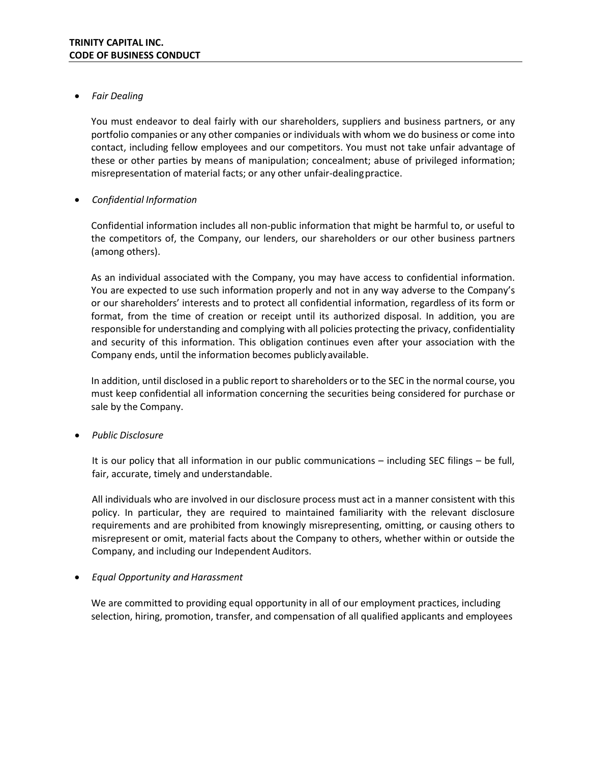- *Fair Dealing*

  You must endeavor to deal fairly with our shareholders, suppliers and business partners, or any portfolio companies or any other companies or individuals with whom we do business or come into contact, including fellow employees and our competitors. You must not take unfair advantage of these or other parties by means of manipulation; concealment; abuse of privileged information; misrepresentation of material facts; or any other unfair-dealing practice.

- *Confidential Information*

  Confidential information includes all non-public information that might be harmful to, or useful to the competitors of, the Company, our lenders, our shareholders or our other business partners (among others).

  As an individual associated with the Company, you may have access to confidential information. You are expected to use such information properly and not in any way adverse to the Company's or our shareholders' interests and to protect all confidential information, regardless of its form or format, from the time of creation or receipt until its authorized disposal. In addition, you are responsible for understanding and complying with all policies protecting the privacy, confidentiality and security of this information. This obligation continues even after your association with the Company ends, until the information becomes publicly available.

  In addition, until disclosed in a public report to shareholders or to the SEC in the normal course, you must keep confidential all information concerning the securities being considered for purchase or sale by the Company.

- *Public Disclosure*

  It is our policy that all information in our public communications – including SEC filings – be full, fair, accurate, timely and understandable.

  All individuals who are involved in our disclosure process must act in a manner consistent with this policy. In particular, they are required to maintained familiarity with the relevant disclosure requirements and are prohibited from knowingly misrepresenting, omitting, or causing others to misrepresent or omit, material facts about the Company to others, whether within or outside the Company, and including our Independent Auditors.

- *Equal Opportunity and Harassment*

  We are committed to providing equal opportunity in all of our employment practices, including selection, hiring, promotion, transfer, and compensation of all qualified applicants and employees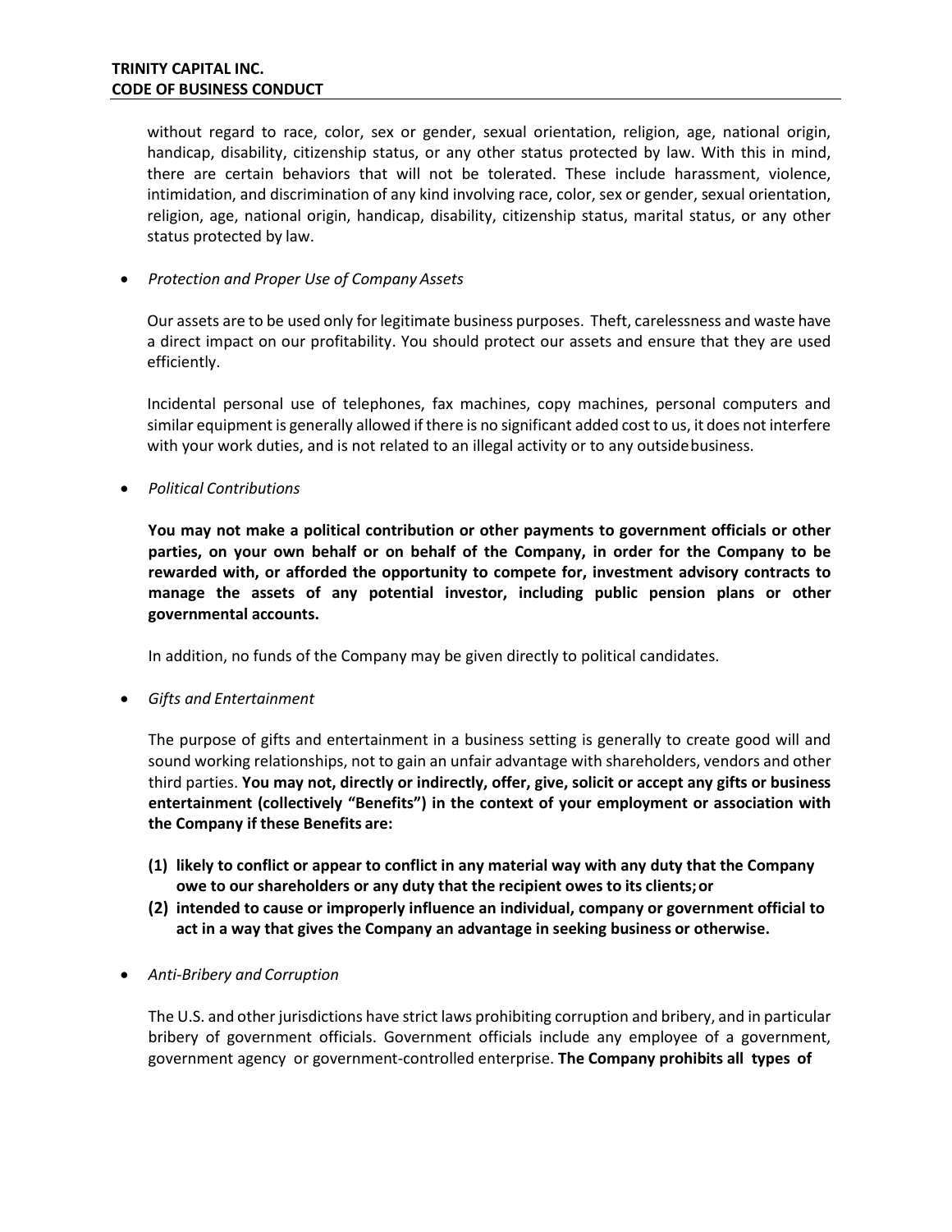without regard to race, color, sex or gender, sexual orientation, religion, age, national origin, handicap, disability, citizenship status, or any other status protected by law. With this in mind, there are certain behaviors that will not be tolerated. These include harassment, violence, intimidation, and discrimination of any kind involving race, color, sex or gender, sexual orientation, religion, age, national origin, handicap, disability, citizenship status, marital status, or any other status protected by law.

- *Protection and Proper Use of Company Assets*

  Our assets are to be used only for legitimate business purposes. Theft, carelessness and waste have a direct impact on our profitability. You should protect our assets and ensure that they are used efficiently.

  Incidental personal use of telephones, fax machines, copy machines, personal computers and similar equipment is generally allowed if there is no significant added cost to us, it does not interfere with your work duties, and is not related to an illegal activity or to any outside business.

- *Political Contributions*

  **You may not make a political contribution or other payments to government officials or other parties, on your own behalf or on behalf of the Company, in order for the Company to be rewarded with, or afforded the opportunity to compete for, investment advisory contracts to manage the assets of any potential investor, including public pension plans or other governmental accounts.**

  In addition, no funds of the Company may be given directly to political candidates.

- *Gifts and Entertainment*

  The purpose of gifts and entertainment in a business setting is generally to create good will and sound working relationships, not to gain an unfair advantage with shareholders, vendors and other third parties. **You may not, directly or indirectly, offer, give, solicit or accept any gifts or business entertainment (collectively "Benefits") in the context of your employment or association with the Company if these Benefits are:**

  **(1) likely to conflict or appear to conflict in any material way with any duty that the Company owe to our shareholders or any duty that the recipient owes to its clients; or**

  **(2) intended to cause or improperly influence an individual, company or government official to act in a way that gives the Company an advantage in seeking business or otherwise.**

- *Anti-Bribery and Corruption*

  The U.S. and other jurisdictions have strict laws prohibiting corruption and bribery, and in particular bribery of government officials. Government officials include any employee of a government, government agency or government-controlled enterprise. **The Company prohibits all types of**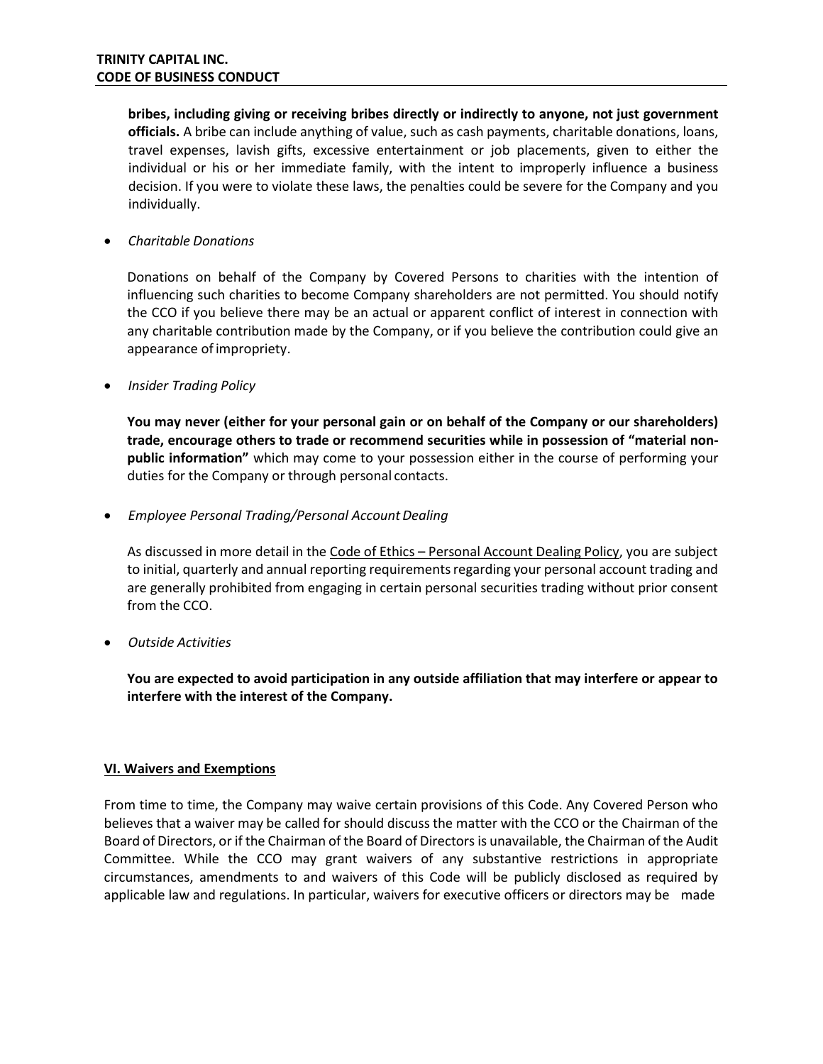**bribes, including giving or receiving bribes directly or indirectly to anyone, not just government officials.** A bribe can include anything of value, such as cash payments, charitable donations, loans, travel expenses, lavish gifts, excessive entertainment or job placements, given to either the individual or his or her immediate family, with the intent to improperly influence a business decision. If you were to violate these laws, the penalties could be severe for the Company and you individually.

- *Charitable Donations*

  Donations on behalf of the Company by Covered Persons to charities with the intention of influencing such charities to become Company shareholders are not permitted. You should notify the CCO if you believe there may be an actual or apparent conflict of interest in connection with any charitable contribution made by the Company, or if you believe the contribution could give an appearance of impropriety.

- *Insider Trading Policy*

  **You may never (either for your personal gain or on behalf of the Company or our shareholders) trade, encourage others to trade or recommend securities while in possession of "material non-public information"** which may come to your possession either in the course of performing your duties for the Company or through personal contacts.

- *Employee Personal Trading/Personal Account Dealing*

  As discussed in more detail in the Code of Ethics – Personal Account Dealing Policy, you are subject to initial, quarterly and annual reporting requirements regarding your personal account trading and are generally prohibited from engaging in certain personal securities trading without prior consent from the CCO.

- *Outside Activities*

  **You are expected to avoid participation in any outside affiliation that may interfere or appear to interfere with the interest of the Company.**

## VI. Waivers and Exemptions

From time to time, the Company may waive certain provisions of this Code. Any Covered Person who believes that a waiver may be called for should discuss the matter with the CCO or the Chairman of the Board of Directors, or if the Chairman of the Board of Directors is unavailable, the Chairman of the Audit Committee. While the CCO may grant waivers of any substantive restrictions in appropriate circumstances, amendments to and waivers of this Code will be publicly disclosed as required by applicable law and regulations. In particular, waivers for executive officers or directors may be made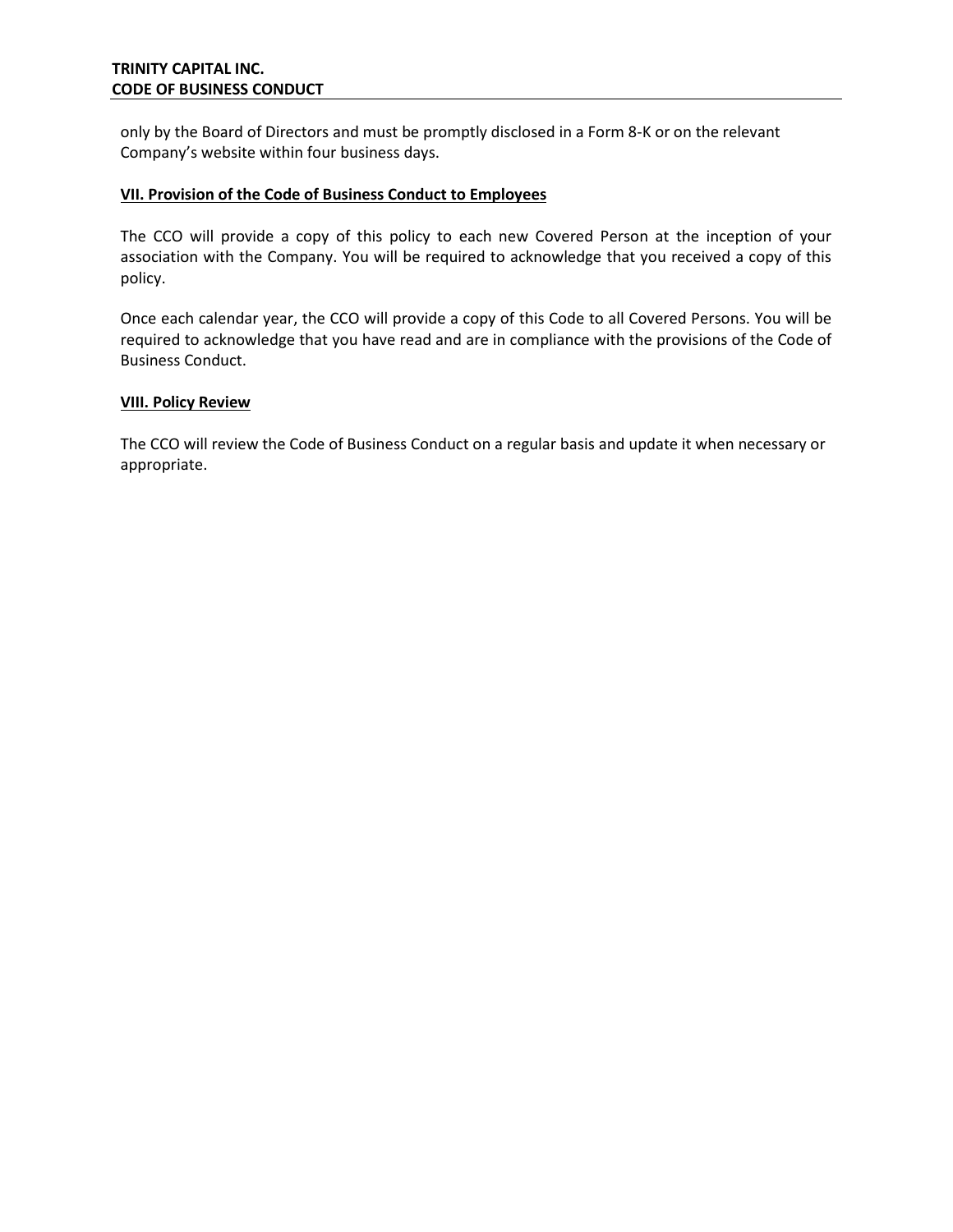only by the Board of Directors and must be promptly disclosed in a Form 8-K or on the relevant Company's website within four business days.

## VII. Provision of the Code of Business Conduct to Employees

The CCO will provide a copy of this policy to each new Covered Person at the inception of your association with the Company. You will be required to acknowledge that you received a copy of this policy.

Once each calendar year, the CCO will provide a copy of this Code to all Covered Persons. You will be required to acknowledge that you have read and are in compliance with the provisions of the Code of Business Conduct.

## VIII. Policy Review

The CCO will review the Code of Business Conduct on a regular basis and update it when necessary or appropriate.